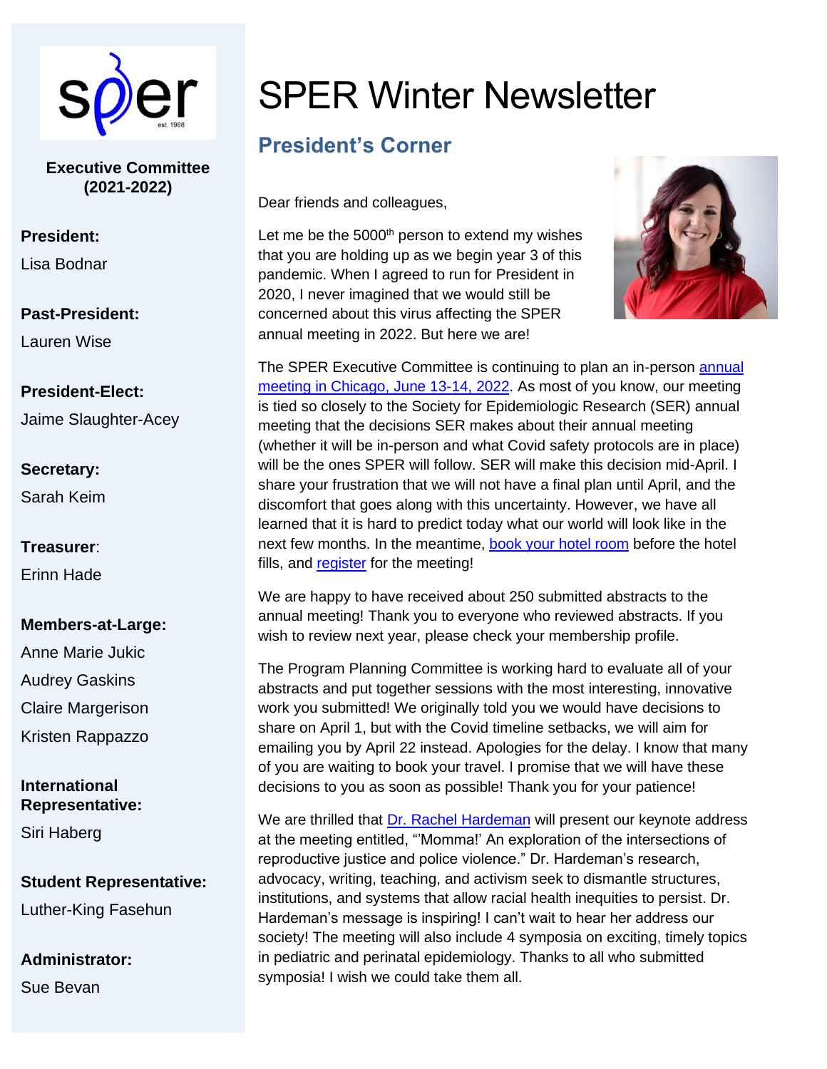# SPER Winter Newsletter

## President's Corner

Dear friends and colleagues,

Let me be the 5000th person to extend my wishes that you are holding up as we begin year 3 of this pandemic. When I agreed to run for President in 2020, I never imagined that we would still be concerned about this virus affecting the SPER annual meeting in 2022. But here we are!

The SPER Executive Committee is continuing to plan an in-person annual meeting in Chicago, June 13-14, 2022. As most of you know, our meeting is tied so closely to the Society for Epidemiologic Research (SER) annual meeting that the decisions SER makes about their annual meeting (whether it will be in-person and what Covid safety protocols are in place) will be the ones SPER will follow. SER will make this decision mid-April. I share your frustration that we will not have a final plan until April, and the discomfort that goes along with this uncertainty. However, we have all learned that it is hard to predict today what our world will look like in the next few months. In the meantime, book your hotel room before the hotel fills, and register for the meeting!

We are happy to have received about 250 submitted abstracts to the annual meeting! Thank you to everyone who reviewed abstracts. If you wish to review next year, please check your membership profile.

The Program Planning Committee is working hard to evaluate all of your abstracts and put together sessions with the most interesting, innovative work you submitted! We originally told you we would have decisions to share on April 1, but with the Covid timeline setbacks, we will aim for emailing you by April 22 instead. Apologies for the delay. I know that many of you are waiting to book your travel. I promise that we will have these decisions to you as soon as possible! Thank you for your patience!

We are thrilled that Dr. Rachel Hardeman will present our keynote address at the meeting entitled, "'Momma!' An exploration of the intersections of reproductive justice and police violence." Dr. Hardeman's research, advocacy, writing, teaching, and activism seek to dismantle structures, institutions, and systems that allow racial health inequities to persist. Dr. Hardeman's message is inspiring! I can't wait to hear her address our society! The meeting will also include 4 symposia on exciting, timely topics in pediatric and perinatal epidemiology. Thanks to all who submitted symposia! I wish we could take them all.

**Executive Committee (2021-2022)**

**President:**
Lisa Bodnar

**Past-President:**
Lauren Wise

**President-Elect:**
Jaime Slaughter-Acey

**Secretary:**
Sarah Keim

**Treasurer:**
Erinn Hade

**Members-at-Large:**
Anne Marie Jukic
Audrey Gaskins
Claire Margerison
Kristen Rappazzo

**International Representative:**
Siri Haberg

**Student Representative:**
Luther-King Fasehun

**Administrator:**
Sue Bevan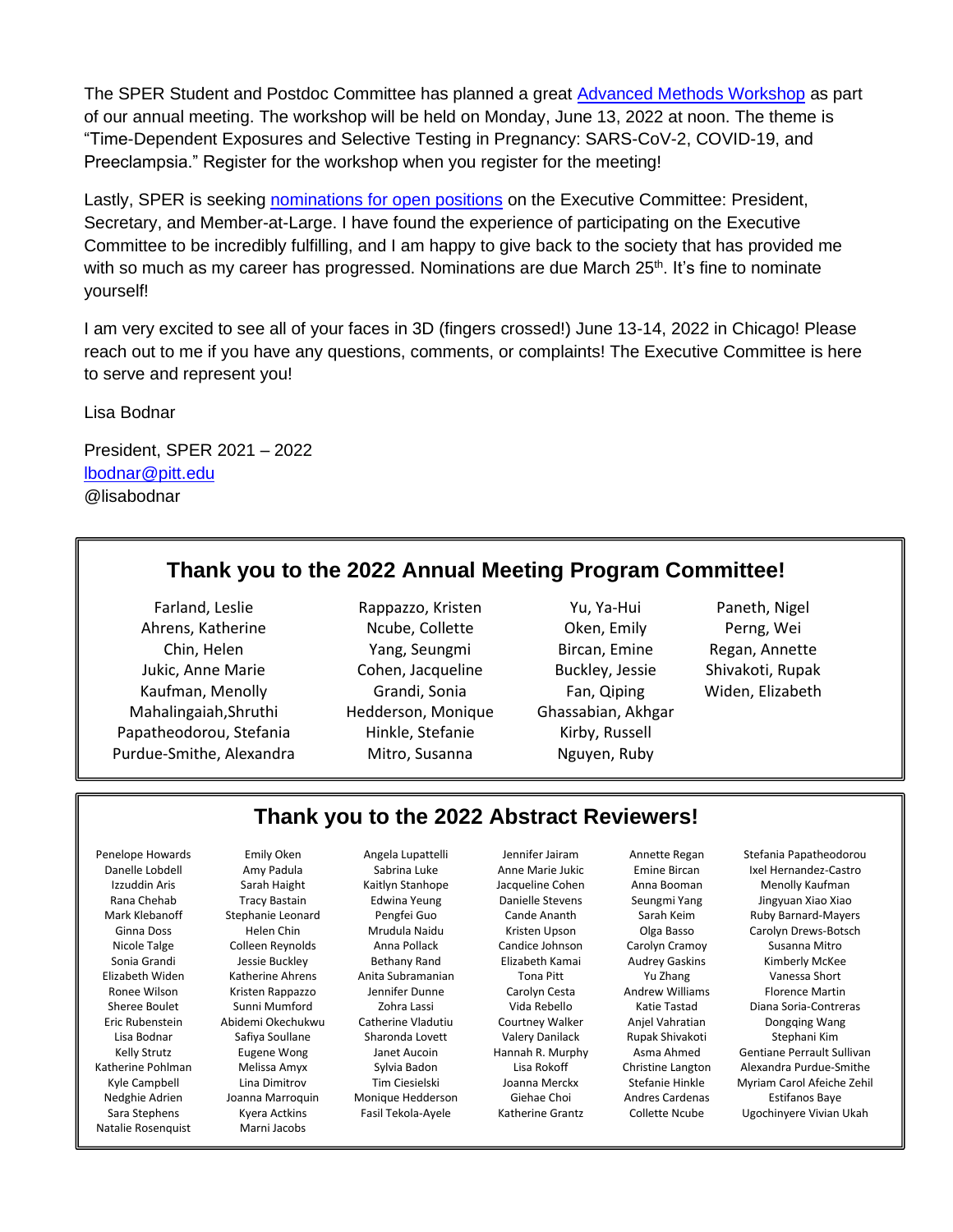The SPER Student and Postdoc Committee has planned a great [Advanced Methods Workshop](#) as part of our annual meeting. The workshop will be held on Monday, June 13, 2022 at noon. The theme is "Time-Dependent Exposures and Selective Testing in Pregnancy: SARS-CoV-2, COVID-19, and Preeclampsia." Register for the workshop when you register for the meeting!

Lastly, SPER is seeking [nominations for open positions](#) on the Executive Committee: President, Secretary, and Member-at-Large. I have found the experience of participating on the Executive Committee to be incredibly fulfilling, and I am happy to give back to the society that has provided me with so much as my career has progressed. Nominations are due March 25th. It's fine to nominate yourself!

I am very excited to see all of your faces in 3D (fingers crossed!) June 13-14, 2022 in Chicago! Please reach out to me if you have any questions, comments, or complaints! The Executive Committee is here to serve and represent you!

Lisa Bodnar

President, SPER 2021 – 2022
lbodnar@pitt.edu
@lisabodnar

## Thank you to the 2022 Annual Meeting Program Committee!

Farland, Leslie
Ahrens, Katherine
Chin, Helen
Jukic, Anne Marie
Kaufman, Menolly
Mahalingaiah,Shruthi
Papatheodorou, Stefania
Purdue-Smithe, Alexandra
Rappazzo, Kristen
Ncube, Collette
Yang, Seungmi
Cohen, Jacqueline
Grandi, Sonia
Hedderson, Monique
Hinkle, Stefanie
Mitro, Susanna
Yu, Ya-Hui
Oken, Emily
Bircan, Emine
Buckley, Jessie
Fan, Qiping
Ghassabian, Akhgar
Kirby, Russell
Nguyen, Ruby
Paneth, Nigel
Perng, Wei
Regan, Annette
Shivakoti, Rupak
Widen, Elizabeth

## Thank you to the 2022 Abstract Reviewers!

Penelope Howards
Danelle Lobdell
Izzuddin Aris
Rana Chehab
Mark Klebanoff
Ginna Doss
Nicole Talge
Sonia Grandi
Elizabeth Widen
Ronee Wilson
Sheree Boulet
Eric Rubenstein
Lisa Bodnar
Kelly Strutz
Katherine Pohlman
Kyle Campbell
Nedghie Adrien
Sara Stephens
Natalie Rosenquist
Emily Oken
Amy Padula
Sarah Haight
Tracy Bastain
Stephanie Leonard
Helen Chin
Colleen Reynolds
Jessie Buckley
Katherine Ahrens
Kristen Rappazzo
Sunni Mumford
Abidemi Okechukwu
Safiya Soullane
Eugene Wong
Melissa Amyx
Lina Dimitrov
Joanna Marroquin
Kyera Actkins
Marni Jacobs
Angela Lupattelli
Sabrina Luke
Kaitlyn Stanhope
Edwina Yeung
Pengfei Guo
Mrudula Naidu
Anna Pollack
Bethany Rand
Anita Subramanian
Jennifer Dunne
Zohra Lassi
Catherine Vladutiu
Sharonda Lovett
Janet Aucoin
Sylvia Badon
Tim Ciesielski
Monique Hedderson
Fasil Tekola-Ayele
Jennifer Jairam
Anne Marie Jukic
Jacqueline Cohen
Danielle Stevens
Cande Ananth
Kristen Upson
Candice Johnson
Elizabeth Kamai
Tona Pitt
Carolyn Cesta
Vida Rebello
Courtney Walker
Valery Danilack
Hannah R. Murphy
Lisa Rokoff
Joanna Merckx
Giehae Choi
Katherine Grantz
Annette Regan
Emine Bircan
Anna Booman
Seungmi Yang
Sarah Keim
Olga Basso
Carolyn Cramoy
Audrey Gaskins
Yu Zhang
Andrew Williams
Katie Tastad
Anjel Vahratian
Rupak Shivakoti
Asma Ahmed
Christine Langton
Stefanie Hinkle
Andres Cardenas
Collette Ncube
Stefania Papatheodorou
Ixel Hernandez-Castro
Menolly Kaufman
Ruby Barnard-Mayers
Carolyn Drews-Botsch
Susanna Mitro
Kimberly McKee
Vanessa Short
Florence Martin
Diana Soria-Contreras
Dongqing Wang
Stephani Kim
Gentiane Perrault Sullivan
Alexandra Purdue-Smithe
Myriam Carol Afeiche Zehil
Estifanos Baye
Ugochinyere Vivian Ukah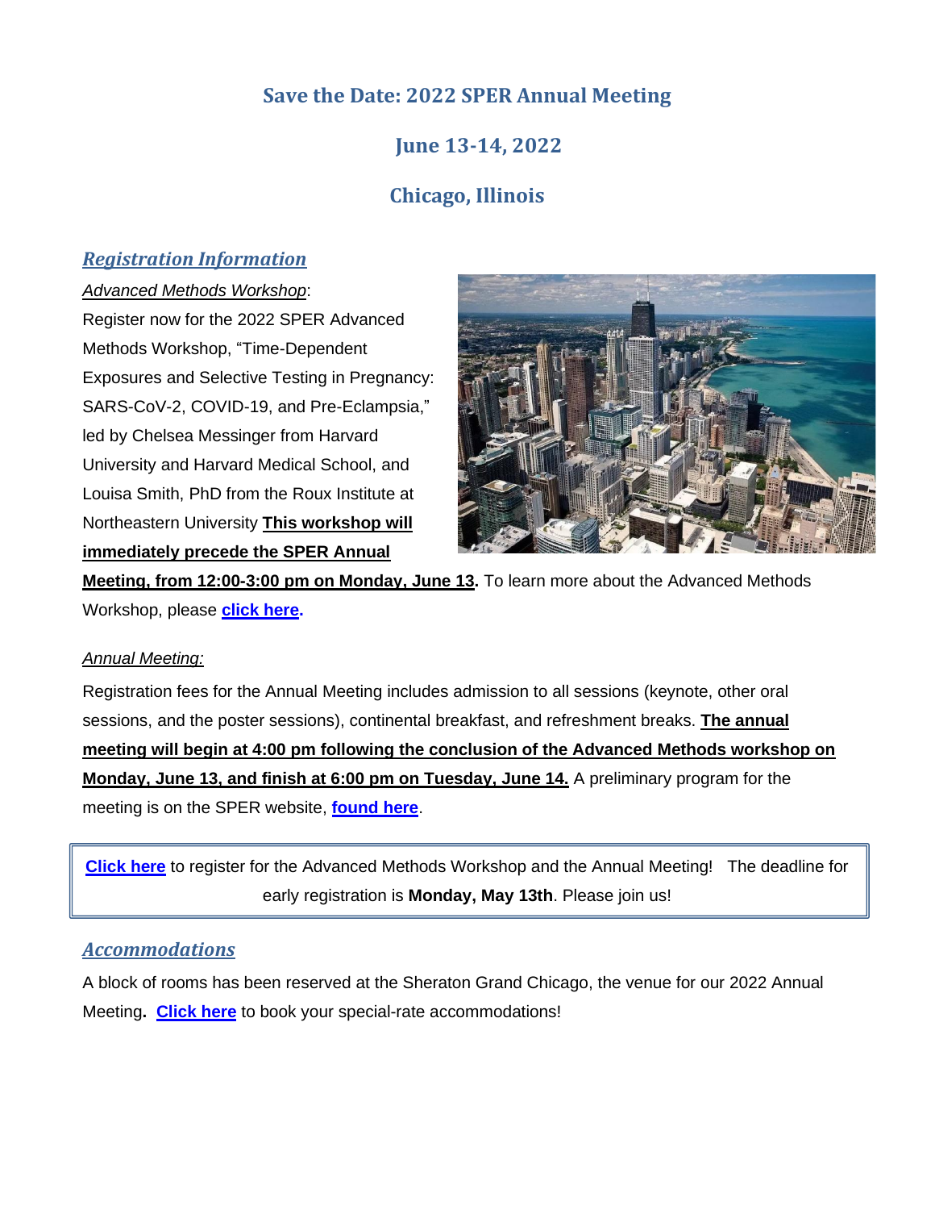# Save the Date: 2022 SPER Annual Meeting

## June 13-14, 2022

## Chicago, Illinois

### *Registration Information*

*Advanced Methods Workshop*:

Register now for the 2022 SPER Advanced Methods Workshop, "Time-Dependent Exposures and Selective Testing in Pregnancy: SARS-CoV-2, COVID-19, and Pre-Eclampsia," led by Chelsea Messinger from Harvard University and Harvard Medical School, and Louisa Smith, PhD from the Roux Institute at Northeastern University **This workshop will immediately precede the SPER Annual Meeting, from 12:00-3:00 pm on Monday, June 13.** To learn more about the Advanced Methods Workshop, please **click here.**

*Annual Meeting:*

Registration fees for the Annual Meeting includes admission to all sessions (keynote, other oral sessions, and the poster sessions), continental breakfast, and refreshment breaks. **The annual meeting will begin at 4:00 pm following the conclusion of the Advanced Methods workshop on Monday, June 13, and finish at 6:00 pm on Tuesday, June 14.** A preliminary program for the meeting is on the SPER website, **found here**.

**Click here** to register for the Advanced Methods Workshop and the Annual Meeting! The deadline for early registration is **Monday, May 13th**. Please join us!

### *Accommodations*

A block of rooms has been reserved at the Sheraton Grand Chicago, the venue for our 2022 Annual Meeting**.** **Click here** to book your special-rate accommodations!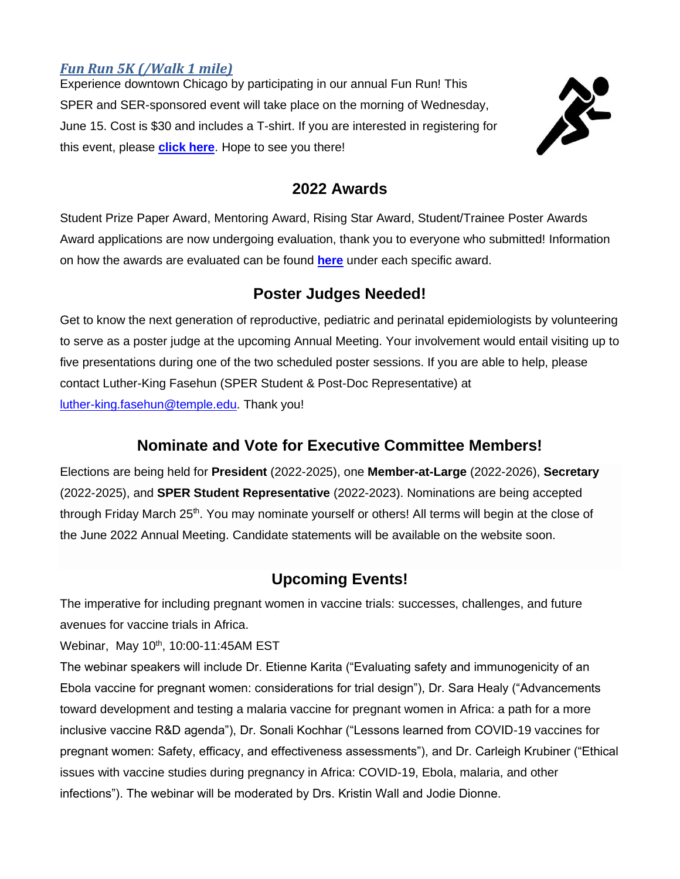### *Fun Run 5K (/Walk 1 mile)*

Experience downtown Chicago by participating in our annual Fun Run! This SPER and SER-sponsored event will take place on the morning of Wednesday, June 15. Cost is $30 and includes a T-shirt. If you are interested in registering for this event, please **click here**. Hope to see you there!

## 2022 Awards

Student Prize Paper Award, Mentoring Award, Rising Star Award, Student/Trainee Poster Awards
Award applications are now undergoing evaluation, thank you to everyone who submitted! Information on how the awards are evaluated can be found **here** under each specific award.

## Poster Judges Needed!

Get to know the next generation of reproductive, pediatric and perinatal epidemiologists by volunteering to serve as a poster judge at the upcoming Annual Meeting. Your involvement would entail visiting up to five presentations during one of the two scheduled poster sessions. If you are able to help, please contact Luther-King Fasehun (SPER Student & Post-Doc Representative) at luther-king.fasehun@temple.edu. Thank you!

## Nominate and Vote for Executive Committee Members!

Elections are being held for **President** (2022-2025), one **Member-at-Large** (2022-2026), **Secretary** (2022-2025), and **SPER Student Representative** (2022-2023). Nominations are being accepted through Friday March 25th. You may nominate yourself or others! All terms will begin at the close of the June 2022 Annual Meeting. Candidate statements will be available on the website soon.

## Upcoming Events!

The imperative for including pregnant women in vaccine trials: successes, challenges, and future avenues for vaccine trials in Africa.

Webinar, May 10th, 10:00-11:45AM EST

The webinar speakers will include Dr. Etienne Karita ("Evaluating safety and immunogenicity of an Ebola vaccine for pregnant women: considerations for trial design"), Dr. Sara Healy ("Advancements toward development and testing a malaria vaccine for pregnant women in Africa: a path for a more inclusive vaccine R&D agenda"), Dr. Sonali Kochhar ("Lessons learned from COVID-19 vaccines for pregnant women: Safety, efficacy, and effectiveness assessments"), and Dr. Carleigh Krubiner ("Ethical issues with vaccine studies during pregnancy in Africa: COVID-19, Ebola, malaria, and other infections"). The webinar will be moderated by Drs. Kristin Wall and Jodie Dionne.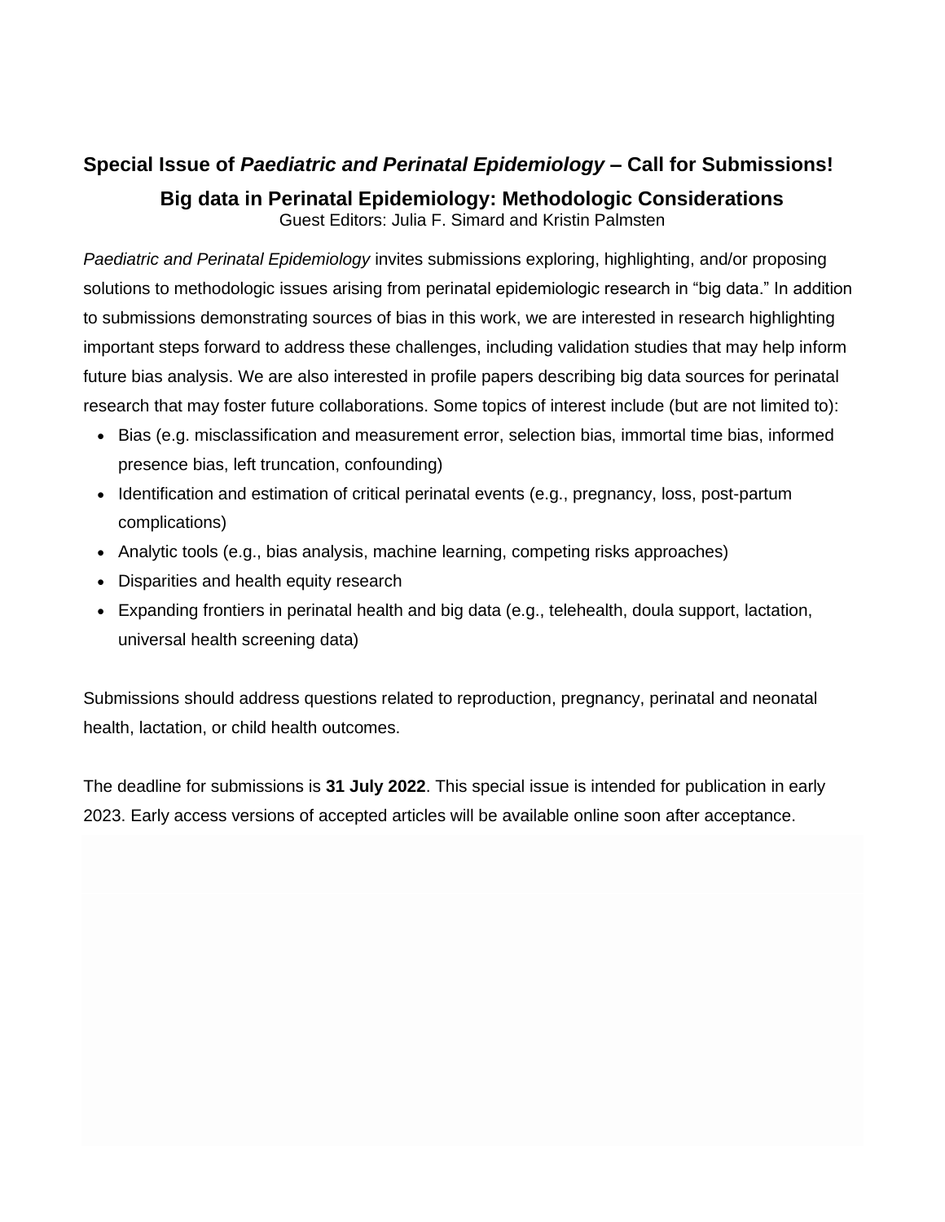## Special Issue of *Paediatric and Perinatal Epidemiology* – Call for Submissions!

### Big data in Perinatal Epidemiology: Methodologic Considerations

Guest Editors: Julia F. Simard and Kristin Palmsten

*Paediatric and Perinatal Epidemiology* invites submissions exploring, highlighting, and/or proposing solutions to methodologic issues arising from perinatal epidemiologic research in "big data." In addition to submissions demonstrating sources of bias in this work, we are interested in research highlighting important steps forward to address these challenges, including validation studies that may help inform future bias analysis. We are also interested in profile papers describing big data sources for perinatal research that may foster future collaborations. Some topics of interest include (but are not limited to):

- Bias (e.g. misclassification and measurement error, selection bias, immortal time bias, informed presence bias, left truncation, confounding)
- Identification and estimation of critical perinatal events (e.g., pregnancy, loss, post-partum complications)
- Analytic tools (e.g., bias analysis, machine learning, competing risks approaches)
- Disparities and health equity research
- Expanding frontiers in perinatal health and big data (e.g., telehealth, doula support, lactation, universal health screening data)

Submissions should address questions related to reproduction, pregnancy, perinatal and neonatal health, lactation, or child health outcomes.

The deadline for submissions is **31 July 2022**. This special issue is intended for publication in early 2023. Early access versions of accepted articles will be available online soon after acceptance.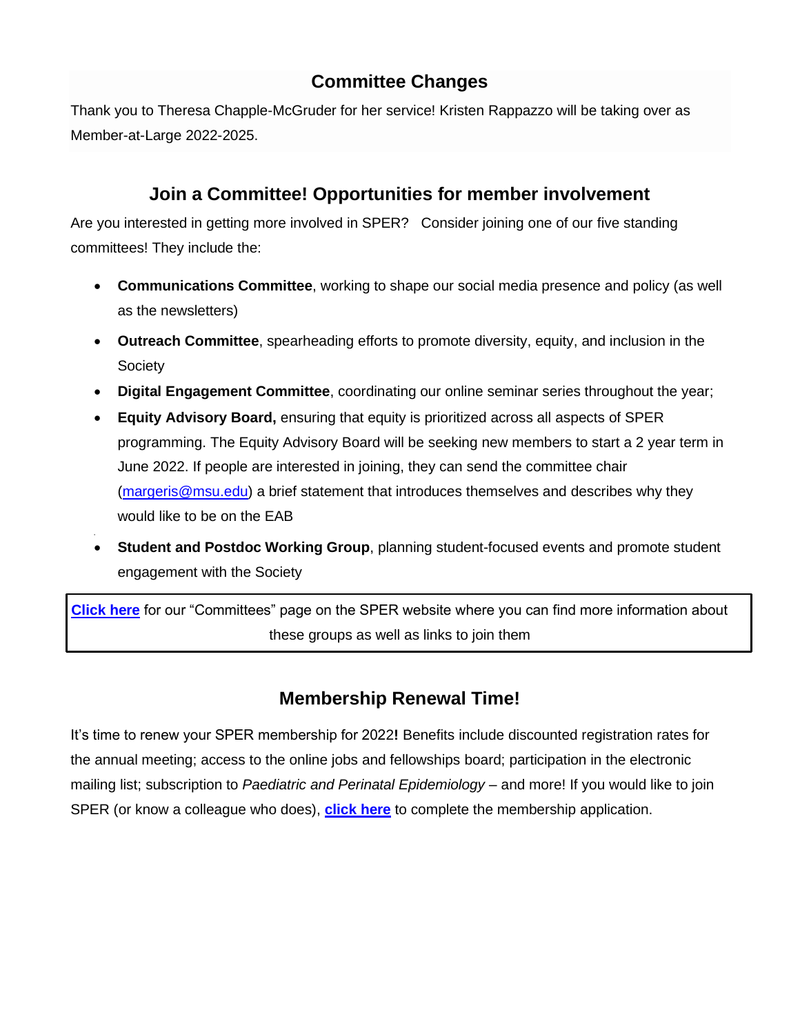## Committee Changes

Thank you to Theresa Chapple-McGruder for her service! Kristen Rappazzo will be taking over as Member-at-Large 2022-2025.

## Join a Committee! Opportunities for member involvement

Are you interested in getting more involved in SPER? Consider joining one of our five standing committees! They include the:

- **Communications Committee**, working to shape our social media presence and policy (as well as the newsletters)
- **Outreach Committee**, spearheading efforts to promote diversity, equity, and inclusion in the Society
- **Digital Engagement Committee**, coordinating our online seminar series throughout the year;
- **Equity Advisory Board,** ensuring that equity is prioritized across all aspects of SPER programming. The Equity Advisory Board will be seeking new members to start a 2 year term in June 2022. If people are interested in joining, they can send the committee chair (margeris@msu.edu) a brief statement that introduces themselves and describes why they would like to be on the EAB
- **Student and Postdoc Working Group**, planning student-focused events and promote student engagement with the Society

**Click here** for our "Committees" page on the SPER website where you can find more information about these groups as well as links to join them

## Membership Renewal Time!

It's time to renew your SPER membership for 2022**!** Benefits include discounted registration rates for the annual meeting; access to the online jobs and fellowships board; participation in the electronic mailing list; subscription to *Paediatric and Perinatal Epidemiology* – and more! If you would like to join SPER (or know a colleague who does), **click here** to complete the membership application.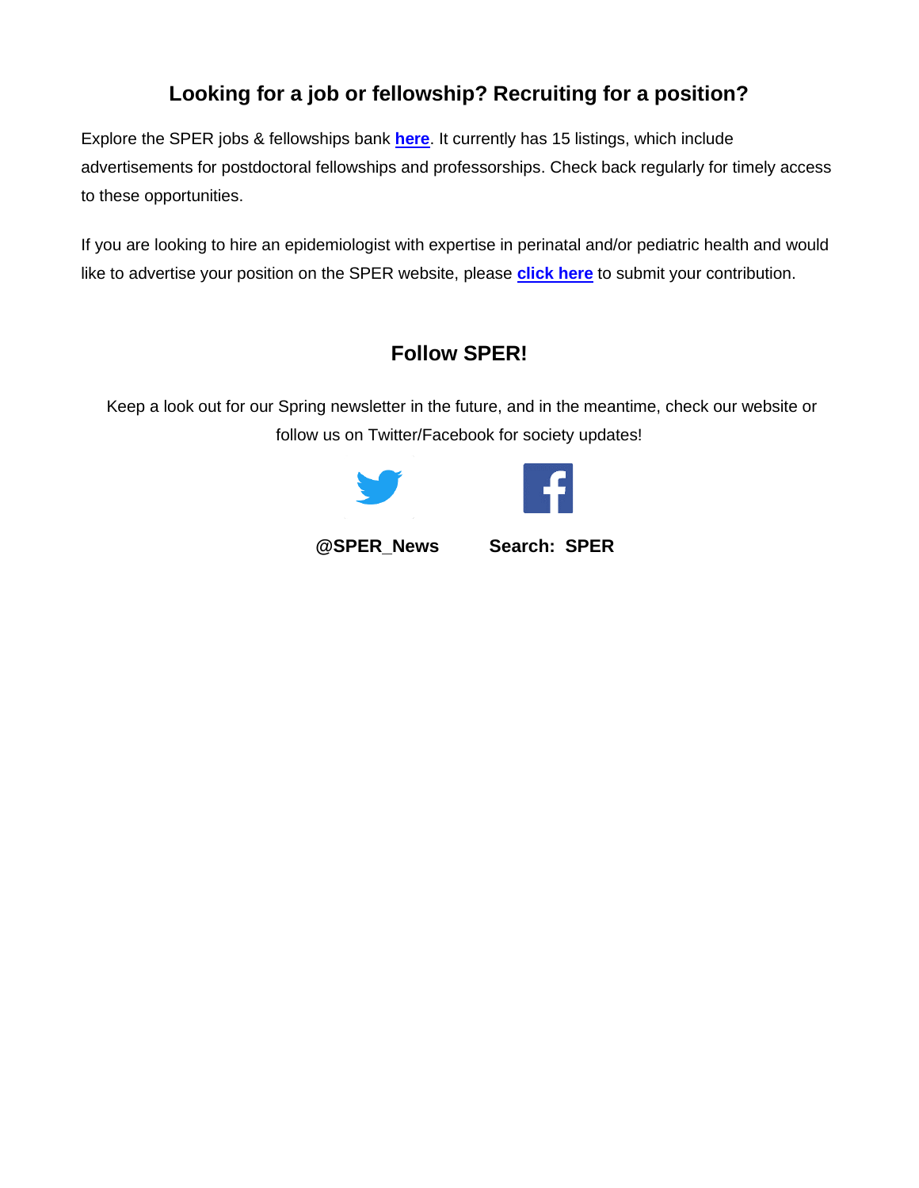## Looking for a job or fellowship? Recruiting for a position?

Explore the SPER jobs & fellowships bank **here**. It currently has 15 listings, which include advertisements for postdoctoral fellowships and professorships. Check back regularly for timely access to these opportunities.

If you are looking to hire an epidemiologist with expertise in perinatal and/or pediatric health and would like to advertise your position on the SPER website, please **click here** to submit your contribution.

## Follow SPER!

Keep a look out for our Spring newsletter in the future, and in the meantime, check our website or follow us on Twitter/Facebook for society updates!

**@SPER_News** **Search: SPER**